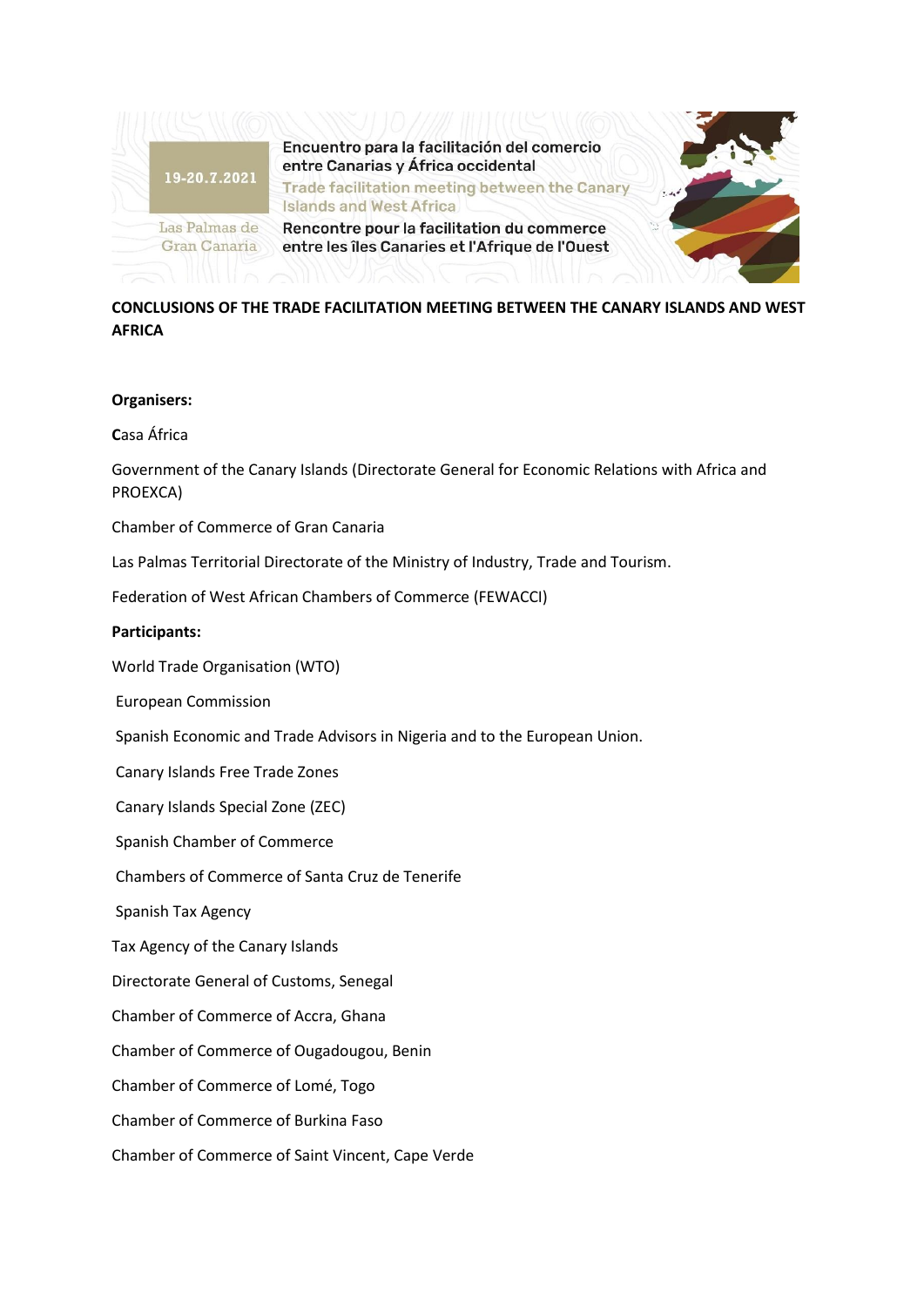19-20.7.2021

Las Palmas de Gran Canaria

Encuentro para la facilitación del comercio entre Canarias y África occidental

Trade facilitation meeting between the Canary Islands and West Africa

Rencontre pour la facilitation du commerce entre les îles Canaries et l'Afrique de l'Ouest

**CONCLUSIONS OF THE TRADE FACILITATION MEETING BETWEEN THE CANARY ISLANDS AND WEST AFRICA**

**Organisers:**

Casa África

Government of the Canary Islands (Directorate General for Economic Relations with Africa and PROEXCA)

Chamber of Commerce of Gran Canaria

Las Palmas Territorial Directorate of the Ministry of Industry, Trade and Tourism.

Federation of West African Chambers of Commerce (FEWACCI)

**Participants:**

World Trade Organisation (WTO)

European Commission

Spanish Economic and Trade Advisors in Nigeria and to the European Union.

Canary Islands Free Trade Zones

Canary Islands Special Zone (ZEC)

Spanish Chamber of Commerce

Chambers of Commerce of Santa Cruz de Tenerife

Spanish Tax Agency

Tax Agency of the Canary Islands

Directorate General of Customs, Senegal

Chamber of Commerce of Accra, Ghana

Chamber of Commerce of Ougadougou, Benin

Chamber of Commerce of Lomé, Togo

Chamber of Commerce of Burkina Faso

Chamber of Commerce of Saint Vincent, Cape Verde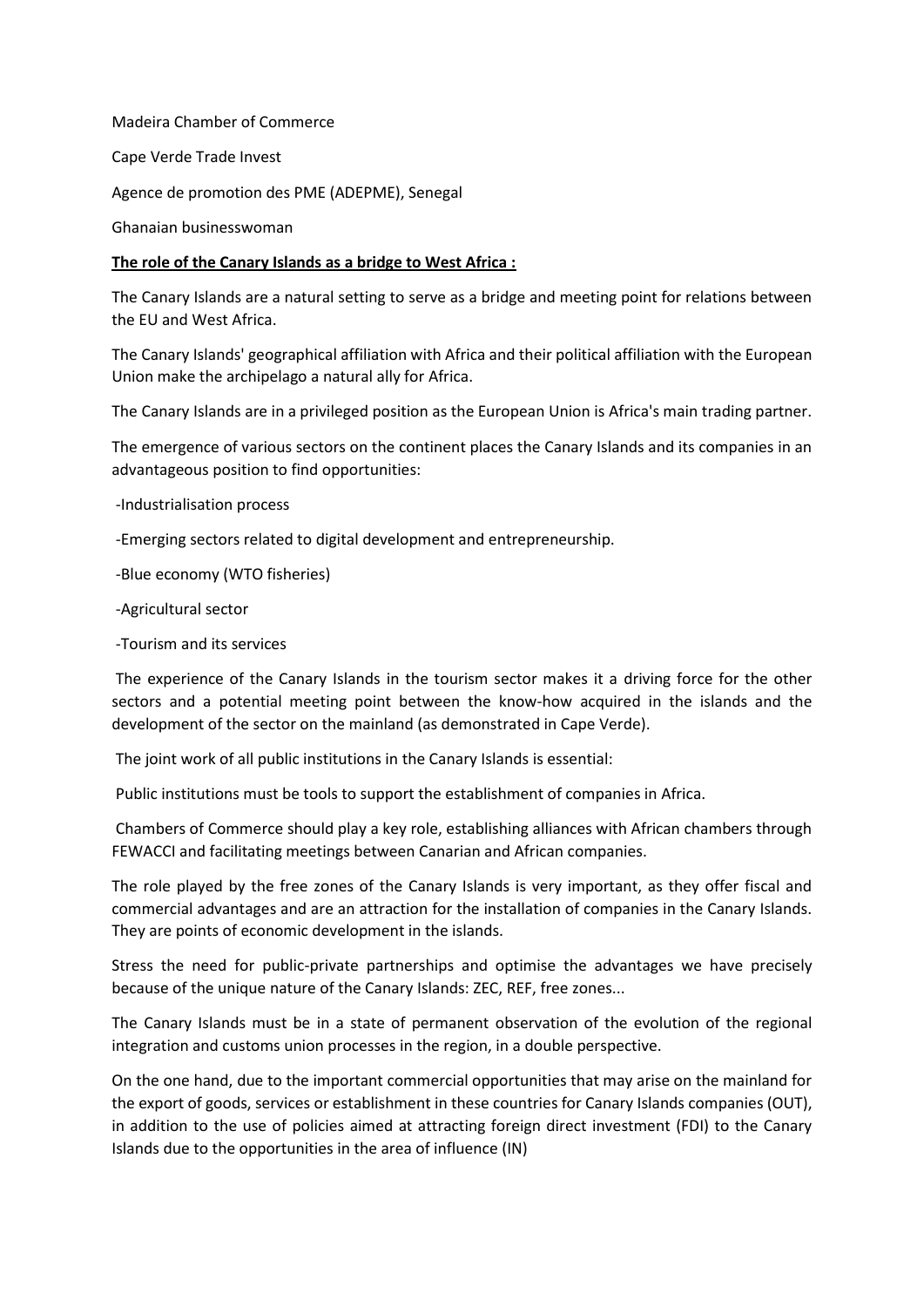Madeira Chamber of Commerce

Cape Verde Trade Invest

Agence de promotion des PME (ADEPME), Senegal

Ghanaian businesswoman

**<u>The role of the Canary Islands as a bridge to West Africa :</u>**

The Canary Islands are a natural setting to serve as a bridge and meeting point for relations between the EU and West Africa.

The Canary Islands' geographical affiliation with Africa and their political affiliation with the European Union make the archipelago a natural ally for Africa.

The Canary Islands are in a privileged position as the European Union is Africa's main trading partner.

The emergence of various sectors on the continent places the Canary Islands and its companies in an advantageous position to find opportunities:

- Industrialisation process
- Emerging sectors related to digital development and entrepreneurship.
- Blue economy (WTO fisheries)
- Agricultural sector
- Tourism and its services

The experience of the Canary Islands in the tourism sector makes it a driving force for the other sectors and a potential meeting point between the know-how acquired in the islands and the development of the sector on the mainland (as demonstrated in Cape Verde).

The joint work of all public institutions in the Canary Islands is essential:

Public institutions must be tools to support the establishment of companies in Africa.

Chambers of Commerce should play a key role, establishing alliances with African chambers through FEWACCI and facilitating meetings between Canarian and African companies.

The role played by the free zones of the Canary Islands is very important, as they offer fiscal and commercial advantages and are an attraction for the installation of companies in the Canary Islands. They are points of economic development in the islands.

Stress the need for public-private partnerships and optimise the advantages we have precisely because of the unique nature of the Canary Islands: ZEC, REF, free zones...

The Canary Islands must be in a state of permanent observation of the evolution of the regional integration and customs union processes in the region, in a double perspective.

On the one hand, due to the important commercial opportunities that may arise on the mainland for the export of goods, services or establishment in these countries for Canary Islands companies (OUT), in addition to the use of policies aimed at attracting foreign direct investment (FDI) to the Canary Islands due to the opportunities in the area of influence (IN)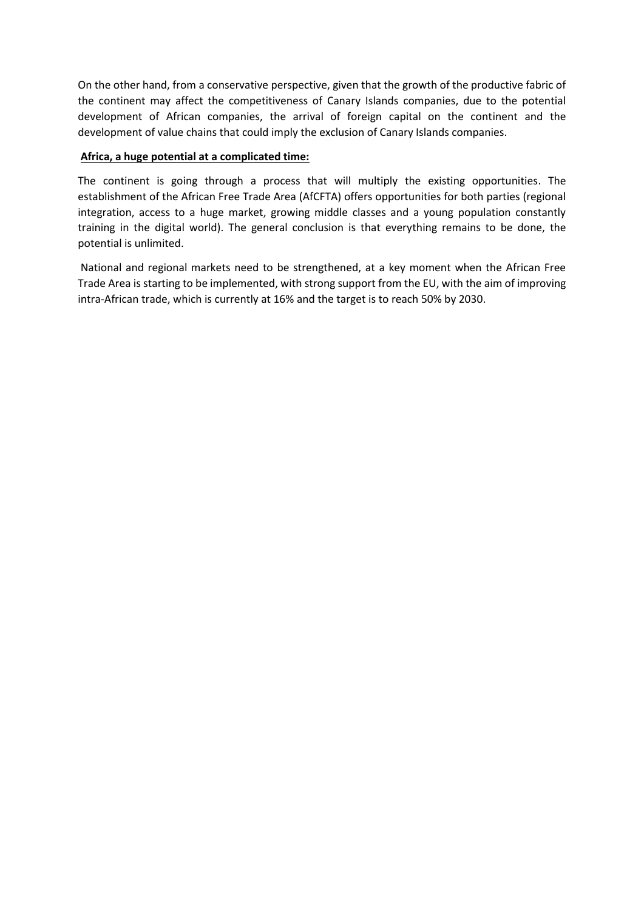On the other hand, from a conservative perspective, given that the growth of the productive fabric of the continent may affect the competitiveness of Canary Islands companies, due to the potential development of African companies, the arrival of foreign capital on the continent and the development of value chains that could imply the exclusion of Canary Islands companies.

**Africa, a huge potential at a complicated time:**

The continent is going through a process that will multiply the existing opportunities. The establishment of the African Free Trade Area (AfCFTA) offers opportunities for both parties (regional integration, access to a huge market, growing middle classes and a young population constantly training in the digital world). The general conclusion is that everything remains to be done, the potential is unlimited.

National and regional markets need to be strengthened, at a key moment when the African Free Trade Area is starting to be implemented, with strong support from the EU, with the aim of improving intra-African trade, which is currently at 16% and the target is to reach 50% by 2030.